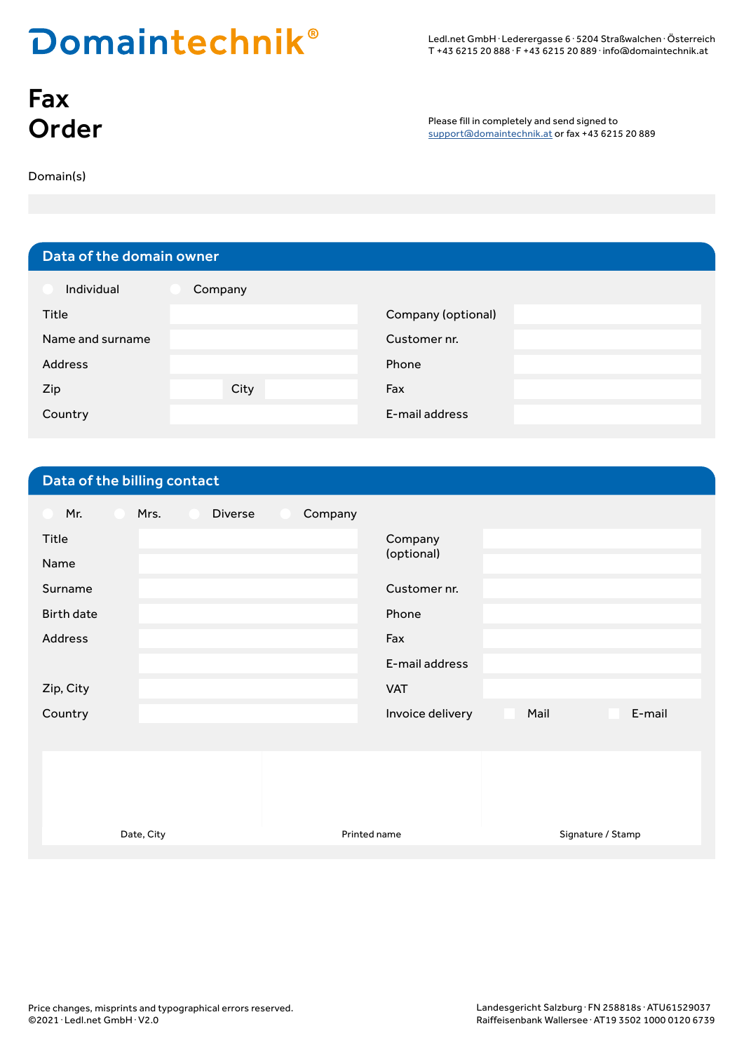# Domaintechnik®

Ledl.net GmbH · Ledergasse 6 · 5204 Straßwalchen · Österreich
T +43 6215 20 888 · F +43 6215 20 889 · info@domaintechnik.at

# Fax Order

Please fill in completely and send signed to support@domaintechnik.at or fax +43 6215 20 889

Domain(s)

## Data of the domain owner

○ Individual ○ Company

| | | | |
|---|---|---|---|
| Title | | Company (optional) | |
| Name and surname | | Customer nr. | |
| Address | | Phone | |
| Zip | City | Fax | |
| Country | | E-mail address | |

## Data of the billing contact

○ Mr. ○ Mrs. ○ Diverse ○ Company

| | | | |
|---|---|---|---|
| Title | | Company (optional) | |
| Name | | | |
| Surname | | Customer nr. | |
| Birth date | | Phone | |
| Address | | Fax | |
| | | E-mail address | |
| Zip, City | | VAT | |
| Country | | Invoice delivery | ☐ Mail ☐ E-mail |

| Date, City | Printed name | Signature / Stamp |
|---|---|---|
| | | |

Price changes, misprints and typographical errors reserved.
©2021 · Ledl.net GmbH · V2.0

Landesgericht Salzburg · FN 258818s · ATU61529037
Raiffeisenbank Wallersee · AT19 3502 1000 0120 6739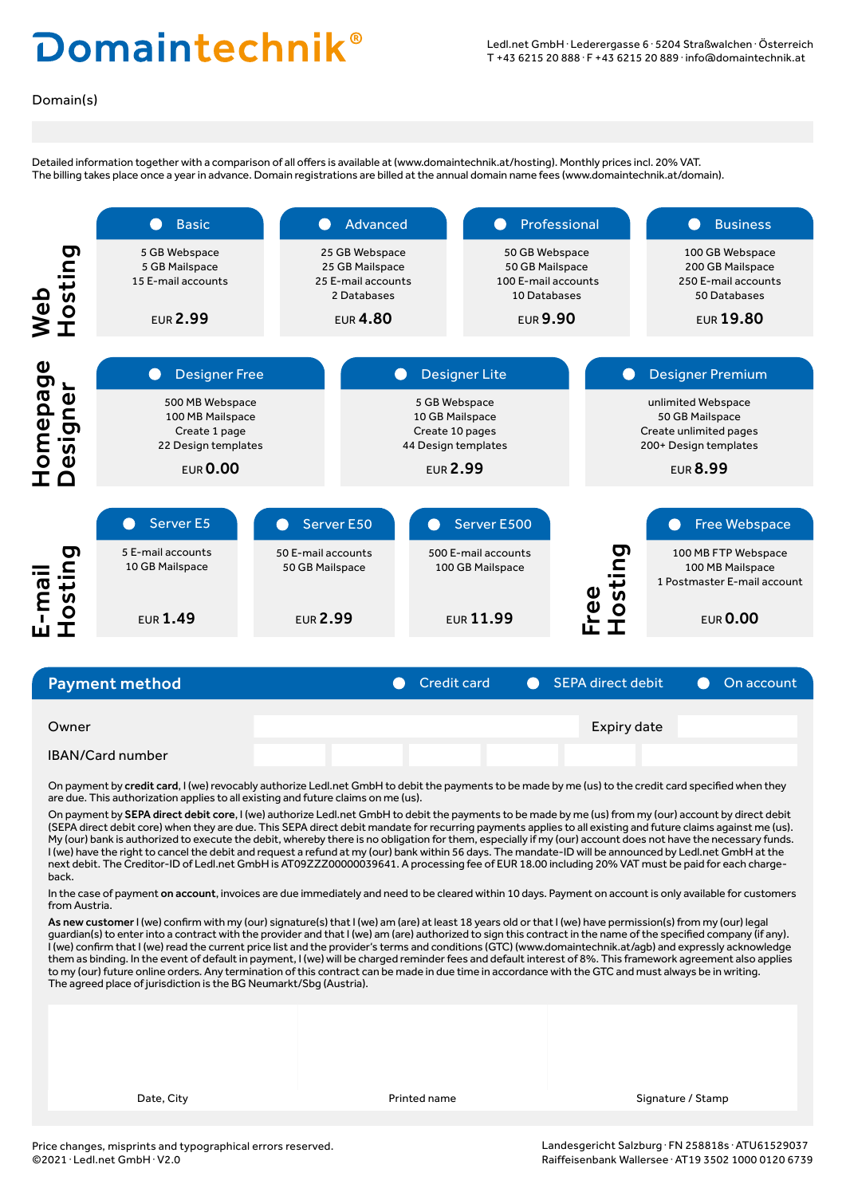# Domaintechnik®

Ledl.net GmbH · Ledergasse 6 · 5204 Straßwalchen · Österreich
T +43 6215 20 888 · F +43 6215 20 889 · info@domaintechnik.at

Domain(s)

Detailed information together with a comparison of all offers is available at (www.domaintechnik.at/hosting). Monthly prices incl. 20% VAT.
The billing takes place once a year in advance. Domain registrations are billed at the annual domain name fees (www.domaintechnik.at/domain).

## Web Hosting

| Basic | Advanced | Professional | Business |
|---|---|---|---|
| 5 GB Webspace<br>5 GB Mailspace<br>15 E-mail accounts | 25 GB Webspace<br>25 GB Mailspace<br>25 E-mail accounts<br>2 Databases | 50 GB Webspace<br>50 GB Mailspace<br>100 E-mail accounts<br>10 Databases | 100 GB Webspace<br>200 GB Mailspace<br>250 E-mail accounts<br>50 Databases |
| EUR **2.99** | EUR **4.80** | EUR **9.90** | EUR **19.80** |

## Homepage Designer

| Designer Free | Designer Lite | Designer Premium |
|---|---|---|
| 500 MB Webspace<br>100 MB Mailspace<br>Create 1 page<br>22 Design templates | 5 GB Webspace<br>10 GB Mailspace<br>Create 10 pages<br>44 Design templates | unlimited Webspace<br>50 GB Mailspace<br>Create unlimited pages<br>200+ Design templates |
| EUR **0.00** | EUR **2.99** | EUR **8.99** |

## E-mail Hosting

| Server E5 | Server E50 | Server E500 |
|---|---|---|
| 5 E-mail accounts<br>10 GB Mailspace | 50 E-mail accounts<br>50 GB Mailspace | 500 E-mail accounts<br>100 GB Mailspace |
| EUR **1.49** | EUR **2.99** | EUR **11.99** |

## Free Hosting

| Free Webspace |
|---|
| 100 MB FTP Webspace<br>100 MB Mailspace<br>1 Postmaster E-mail account |
| EUR **0.00** |

## Payment method

Credit card · SEPA direct debit · On account

Owner

Expiry date

IBAN/Card number

On payment by **credit card**, I (we) revocably authorize Ledl.net GmbH to debit the payments to be made by me (us) to the credit card specified when they are due. This authorization applies to all existing and future claims on me (us).

On payment by **SEPA direct debit core**, I (we) authorize Ledl.net GmbH to debit the payments to be made by me (us) from my (our) account by direct debit (SEPA direct debit core) when they are due. This SEPA direct debit mandate for recurring payments applies to all existing and future claims against me (us). My (our) bank is authorized to execute the debit, whereby there is no obligation for them, especially if my (our) account does not have the necessary funds. I (we) have the right to cancel the debit and request a refund at my (our) bank within 56 days. The mandate-ID will be announced by Ledl.net GmbH at the next debit. The Creditor-ID of Ledl.net GmbH is AT09ZZZ00000039641. A processing fee of EUR 18.00 including 20% VAT must be paid for each charge-back.

In the case of payment **on account**, invoices are due immediately and need to be cleared within 10 days. Payment on account is only available for customers from Austria.

**As new customer** I (we) confirm with my (our) signature(s) that I (we) am (are) at least 18 years old or that I (we) have permission(s) from my (our) legal guardian(s) to enter into a contract with the provider and that I (we) am (are) authorized to sign this contract in the name of the specified company (if any). I (we) confirm that I (we) read the current price list and the provider's terms and conditions (GTC) (www.domaintechnik.at/agb) and expressly acknowledge them as binding. In the event of default in payment, I (we) will be charged reminder fees and default interest of 8%. This framework agreement also applies to my (our) future online orders. Any termination of this contract can be made in due time in accordance with the GTC and must always be in writing. The agreed place of jurisdiction is the BG Neumarkt/Sbg (Austria).

| Date, City | Printed name | Signature / Stamp |
|---|---|---|
| | | |

Price changes, misprints and typographical errors reserved.
©2021 · Ledl.net GmbH · V2.0

Landesgericht Salzburg · FN 258818s · ATU61529037
Raiffeisenbank Wallersee · AT19 3502 1000 0120 6739